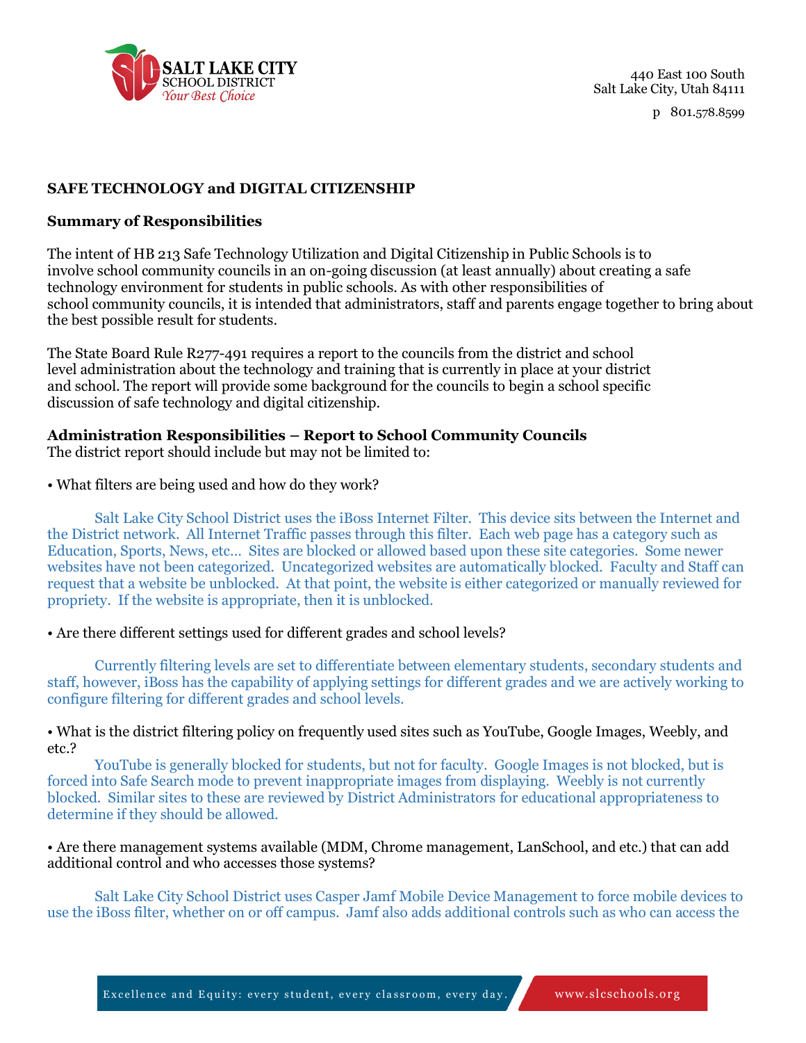SALT LAKE CITY SCHOOL DISTRICT
*Your Best Choice*

440 East 100 South
Salt Lake City, Utah 84111

p 801.578.8599

## SAFE TECHNOLOGY and DIGITAL CITIZENSHIP

### Summary of Responsibilities

The intent of HB 213 Safe Technology Utilization and Digital Citizenship in Public Schools is to involve school community councils in an on-going discussion (at least annually) about creating a safe technology environment for students in public schools. As with other responsibilities of school community councils, it is intended that administrators, staff and parents engage together to bring about the best possible result for students.

The State Board Rule R277-491 requires a report to the councils from the district and school level administration about the technology and training that is currently in place at your district and school. The report will provide some background for the councils to begin a school specific discussion of safe technology and digital citizenship.

### Administration Responsibilities – Report to School Community Councils

The district report should include but may not be limited to:

• What filters are being used and how do they work?

Salt Lake City School District uses the iBoss Internet Filter. This device sits between the Internet and the District network. All Internet Traffic passes through this filter. Each web page has a category such as Education, Sports, News, etc… Sites are blocked or allowed based upon these site categories. Some newer websites have not been categorized. Uncategorized websites are automatically blocked. Faculty and Staff can request that a website be unblocked. At that point, the website is either categorized or manually reviewed for propriety. If the website is appropriate, then it is unblocked.

• Are there different settings used for different grades and school levels?

Currently filtering levels are set to differentiate between elementary students, secondary students and staff, however, iBoss has the capability of applying settings for different grades and we are actively working to configure filtering for different grades and school levels.

• What is the district filtering policy on frequently used sites such as YouTube, Google Images, Weebly, and etc.?

YouTube is generally blocked for students, but not for faculty. Google Images is not blocked, but is forced into Safe Search mode to prevent inappropriate images from displaying. Weebly is not currently blocked. Similar sites to these are reviewed by District Administrators for educational appropriateness to determine if they should be allowed.

• Are there management systems available (MDM, Chrome management, LanSchool, and etc.) that can add additional control and who accesses those systems?

Salt Lake City School District uses Casper Jamf Mobile Device Management to force mobile devices to use the iBoss filter, whether on or off campus. Jamf also adds additional controls such as who can access the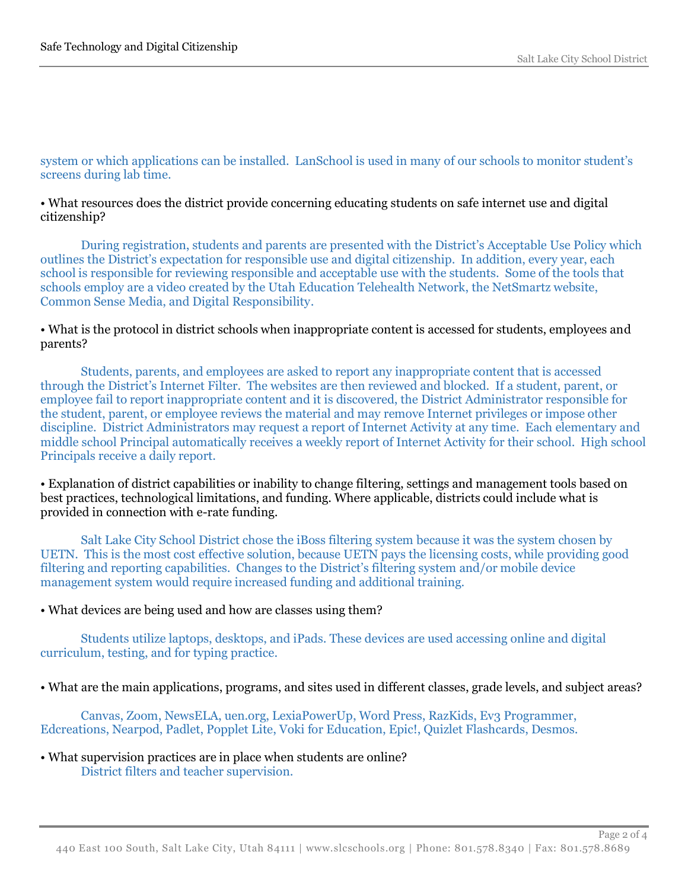system or which applications can be installed. LanSchool is used in many of our schools to monitor student's screens during lab time.

- What resources does the district provide concerning educating students on safe internet use and digital citizenship?

During registration, students and parents are presented with the District's Acceptable Use Policy which outlines the District's expectation for responsible use and digital citizenship. In addition, every year, each school is responsible for reviewing responsible and acceptable use with the students. Some of the tools that schools employ are a video created by the Utah Education Telehealth Network, the NetSmartz website, Common Sense Media, and Digital Responsibility.

- What is the protocol in district schools when inappropriate content is accessed for students, employees and parents?

Students, parents, and employees are asked to report any inappropriate content that is accessed through the District's Internet Filter. The websites are then reviewed and blocked. If a student, parent, or employee fail to report inappropriate content and it is discovered, the District Administrator responsible for the student, parent, or employee reviews the material and may remove Internet privileges or impose other discipline. District Administrators may request a report of Internet Activity at any time. Each elementary and middle school Principal automatically receives a weekly report of Internet Activity for their school. High school Principals receive a daily report.

- Explanation of district capabilities or inability to change filtering, settings and management tools based on best practices, technological limitations, and funding. Where applicable, districts could include what is provided in connection with e-rate funding.

Salt Lake City School District chose the iBoss filtering system because it was the system chosen by UETN. This is the most cost effective solution, because UETN pays the licensing costs, while providing good filtering and reporting capabilities. Changes to the District's filtering system and/or mobile device management system would require increased funding and additional training.

- What devices are being used and how are classes using them?

Students utilize laptops, desktops, and iPads. These devices are used accessing online and digital curriculum, testing, and for typing practice.

- What are the main applications, programs, and sites used in different classes, grade levels, and subject areas?

Canvas, Zoom, NewsELA, uen.org, LexiaPowerUp, Word Press, RazKids, Ev3 Programmer, Edcreations, Nearpod, Padlet, Popplet Lite, Voki for Education, Epic!, Quizlet Flashcards, Desmos.

- What supervision practices are in place when students are online?

District filters and teacher supervision.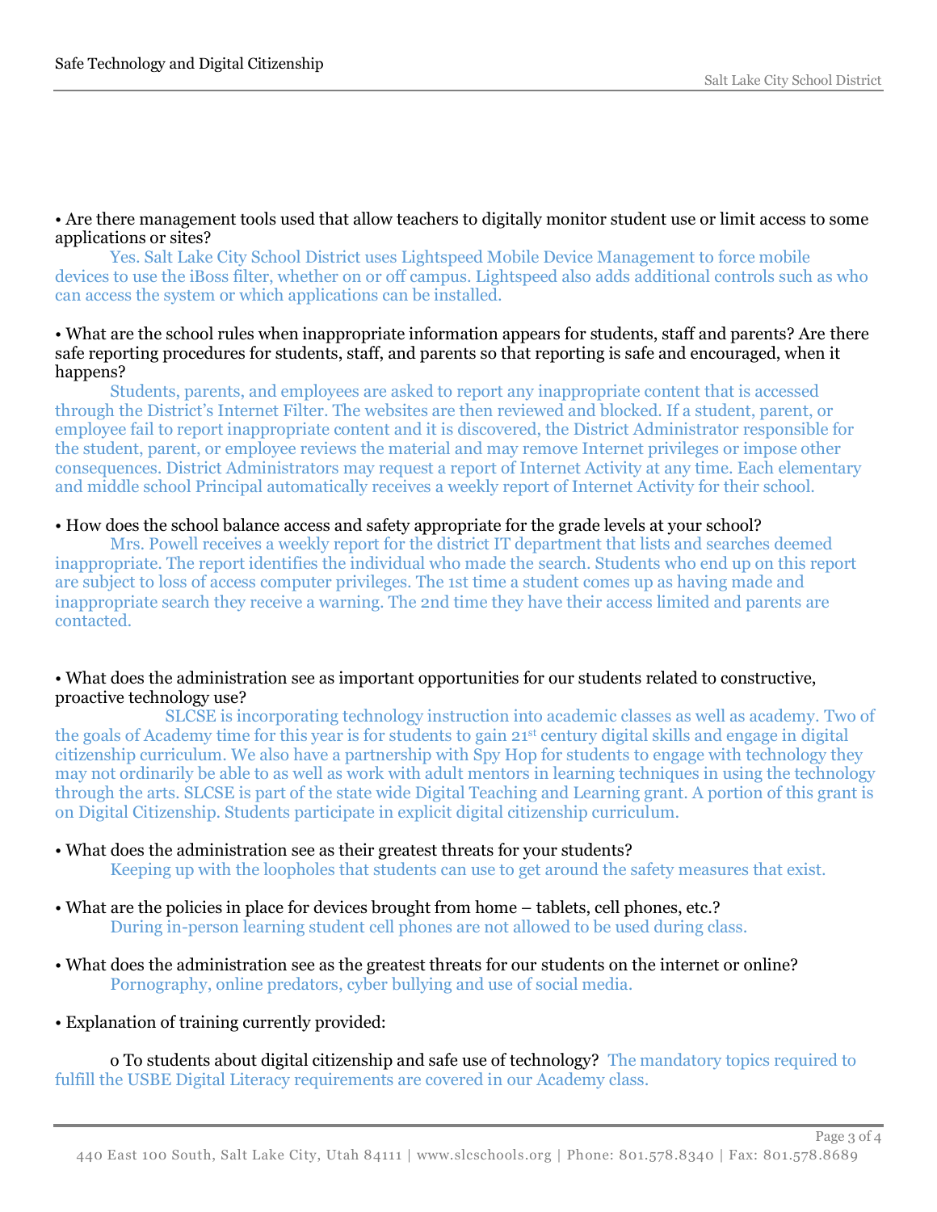• Are there management tools used that allow teachers to digitally monitor student use or limit access to some applications or sites?

Yes. Salt Lake City School District uses Lightspeed Mobile Device Management to force mobile devices to use the iBoss filter, whether on or off campus. Lightspeed also adds additional controls such as who can access the system or which applications can be installed.

• What are the school rules when inappropriate information appears for students, staff and parents? Are there safe reporting procedures for students, staff, and parents so that reporting is safe and encouraged, when it happens?

Students, parents, and employees are asked to report any inappropriate content that is accessed through the District's Internet Filter. The websites are then reviewed and blocked. If a student, parent, or employee fail to report inappropriate content and it is discovered, the District Administrator responsible for the student, parent, or employee reviews the material and may remove Internet privileges or impose other consequences. District Administrators may request a report of Internet Activity at any time. Each elementary and middle school Principal automatically receives a weekly report of Internet Activity for their school.

• How does the school balance access and safety appropriate for the grade levels at your school?

Mrs. Powell receives a weekly report for the district IT department that lists and searches deemed inappropriate. The report identifies the individual who made the search. Students who end up on this report are subject to loss of access computer privileges. The 1st time a student comes up as having made and inappropriate search they receive a warning. The 2nd time they have their access limited and parents are contacted.

• What does the administration see as important opportunities for our students related to constructive, proactive technology use?

SLCSE is incorporating technology instruction into academic classes as well as academy. Two of the goals of Academy time for this year is for students to gain 21st century digital skills and engage in digital citizenship curriculum. We also have a partnership with Spy Hop for students to engage with technology they may not ordinarily be able to as well as work with adult mentors in learning techniques in using the technology through the arts. SLCSE is part of the state wide Digital Teaching and Learning grant. A portion of this grant is on Digital Citizenship. Students participate in explicit digital citizenship curriculum.

• What does the administration see as their greatest threats for your students?

Keeping up with the loopholes that students can use to get around the safety measures that exist.

• What are the policies in place for devices brought from home – tablets, cell phones, etc.?

During in-person learning student cell phones are not allowed to be used during class.

• What does the administration see as the greatest threats for our students on the internet or online?

Pornography, online predators, cyber bullying and use of social media.

• Explanation of training currently provided:

o To students about digital citizenship and safe use of technology? The mandatory topics required to fulfill the USBE Digital Literacy requirements are covered in our Academy class.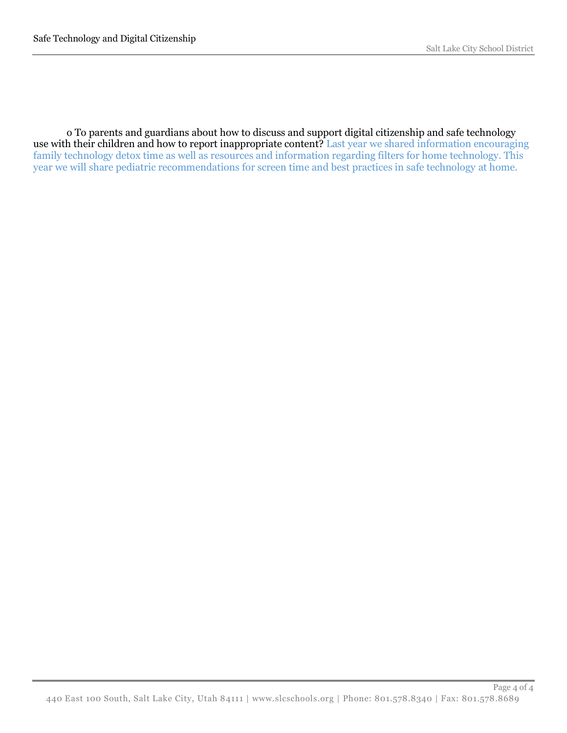o To parents and guardians about how to discuss and support digital citizenship and safe technology use with their children and how to report inappropriate content? Last year we shared information encouraging family technology detox time as well as resources and information regarding filters for home technology. This year we will share pediatric recommendations for screen time and best practices in safe technology at home.